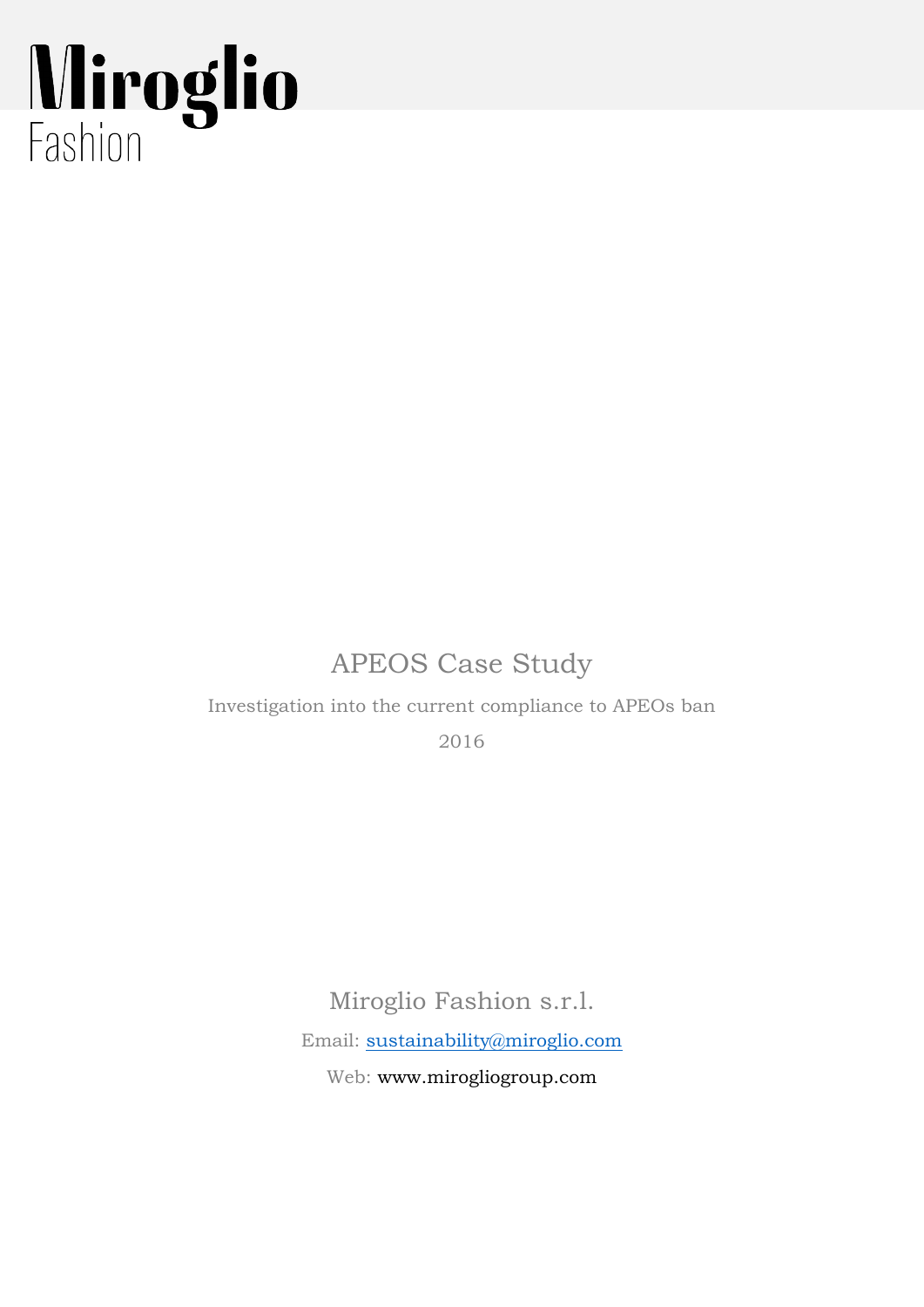# Miroglio Fashion

## APEOS Case Study

Investigation into the current compliance to APEOs ban

2016

Miroglio Fashion s.r.l.

Email: sustainability@miroglio.com

Web: www.mirogliogroup.com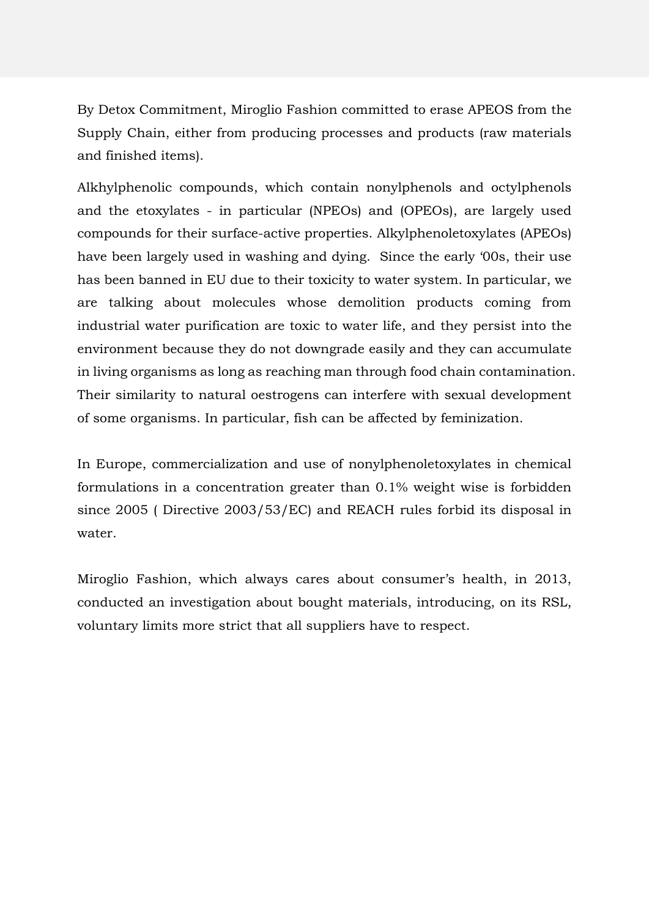By Detox Commitment, Miroglio Fashion committed to erase APEOS from the Supply Chain, either from producing processes and products (raw materials and finished items).

Alkhylphenolic compounds, which contain nonylphenols and octylphenols and the etoxylates - in particular (NPEOs) and (OPEOs), are largely used compounds for their surface-active properties. Alkylphenoletoxylates (APEOs) have been largely used in washing and dying. Since the early '00s, their use has been banned in EU due to their toxicity to water system. In particular, we are talking about molecules whose demolition products coming from industrial water purification are toxic to water life, and they persist into the environment because they do not downgrade easily and they can accumulate in living organisms as long as reaching man through food chain contamination. Their similarity to natural oestrogens can interfere with sexual development of some organisms. In particular, fish can be affected by feminization.

In Europe, commercialization and use of nonylphenoletoxylates in chemical formulations in a concentration greater than 0.1% weight wise is forbidden since 2005 ( Directive 2003/53/EC) and REACH rules forbid its disposal in water.

Miroglio Fashion, which always cares about consumer's health, in 2013, conducted an investigation about bought materials, introducing, on its RSL, voluntary limits more strict that all suppliers have to respect.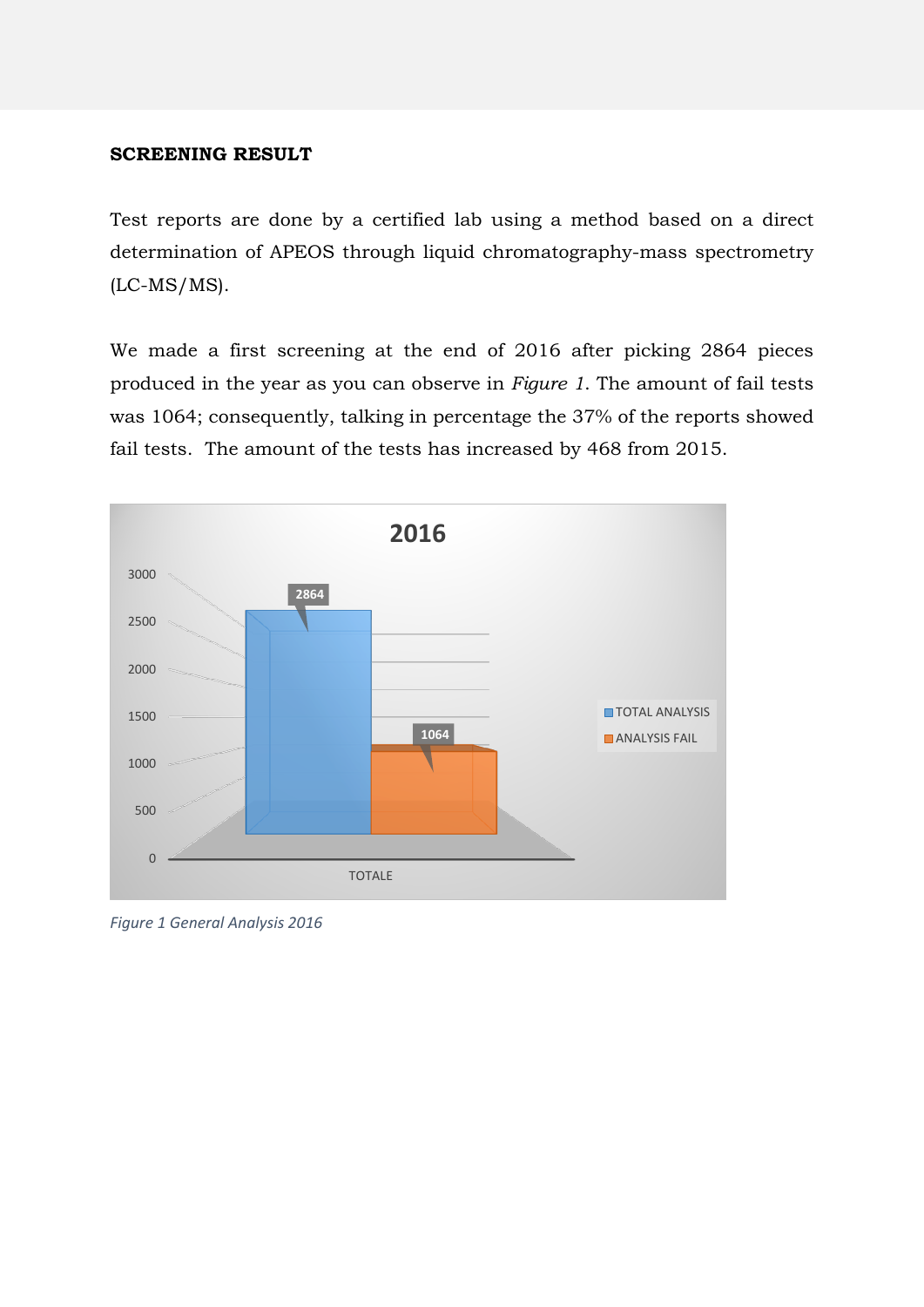**SCREENING RESULT**

Test reports are done by a certified lab using a method based on a direct determination of APEOS through liquid chromatography-mass spectrometry (LC-MS/MS).

We made a first screening at the end of 2016 after picking 2864 pieces produced in the year as you can observe in *Figure 1*. The amount of fail tests was 1064; consequently, talking in percentage the 37% of the reports showed fail tests. The amount of the tests has increased by 468 from 2015.

*Figure 1 General Analysis 2016*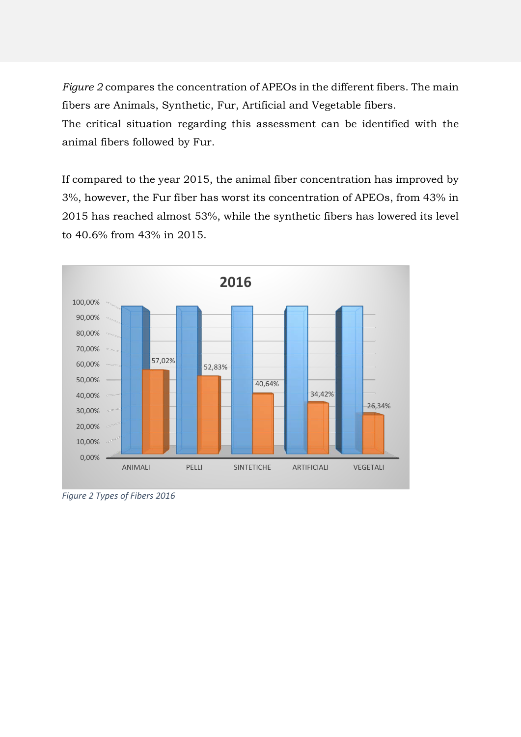*Figure 2* compares the concentration of APEOs in the different fibers. The main fibers are Animals, Synthetic, Fur, Artificial and Vegetable fibers.
The critical situation regarding this assessment can be identified with the animal fibers followed by Fur.

If compared to the year 2015, the animal fiber concentration has improved by 3%, however, the Fur fiber has worst its concentration of APEOs, from 43% in 2015 has reached almost 53%, while the synthetic fibers has lowered its level to 40.6% from 43% in 2015.

*Figure 2 Types of Fibers 2016*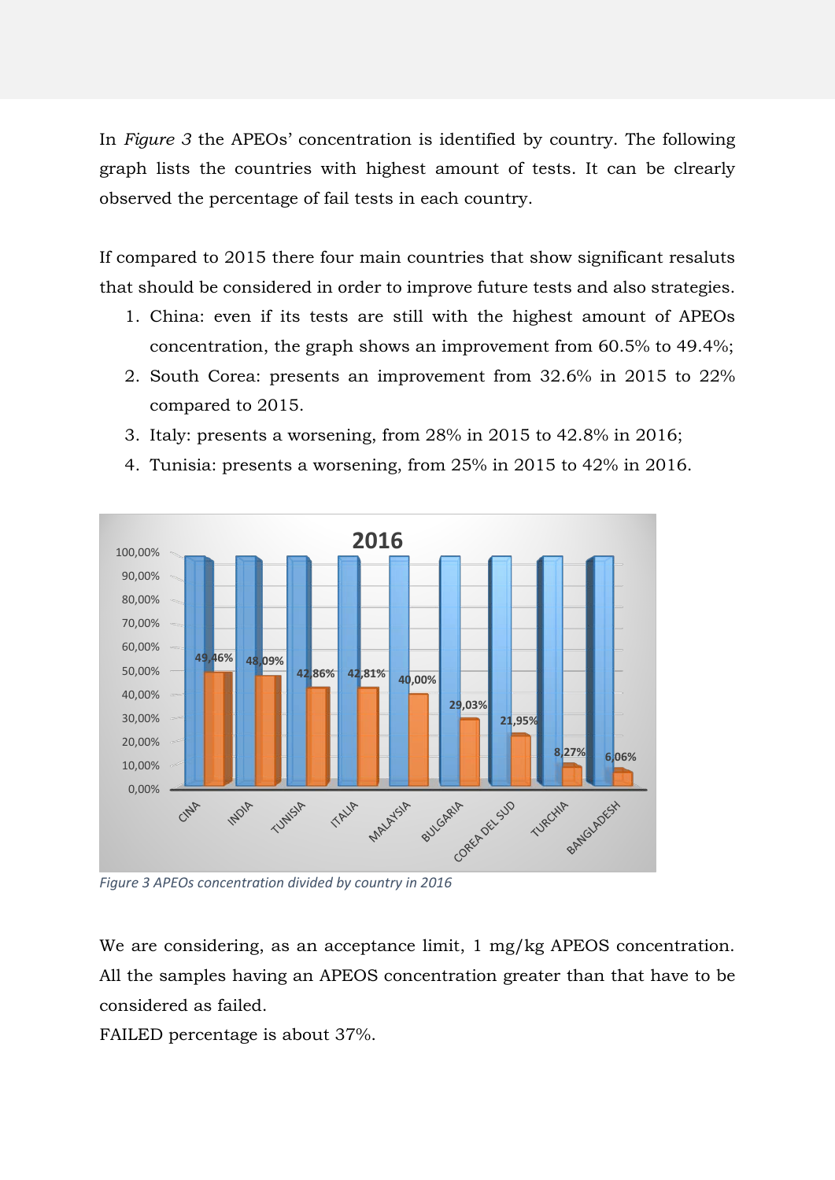In *Figure 3* the APEOs' concentration is identified by country. The following graph lists the countries with highest amount of tests. It can be clrearly observed the percentage of fail tests in each country.

If compared to 2015 there four main countries that show significant resaluts that should be considered in order to improve future tests and also strategies.

1. China: even if its tests are still with the highest amount of APEOs concentration, the graph shows an improvement from 60.5% to 49.4%;
2. South Corea: presents an improvement from 32.6% in 2015 to 22% compared to 2015.
3. Italy: presents a worsening, from 28% in 2015 to 42.8% in 2016;
4. Tunisia: presents a worsening, from 25% in 2015 to 42% in 2016.

*Figure 3 APEOs concentration divided by country in 2016*

We are considering, as an acceptance limit, 1 mg/kg APEOS concentration. All the samples having an APEOS concentration greater than that have to be considered as failed.

FAILED percentage is about 37%.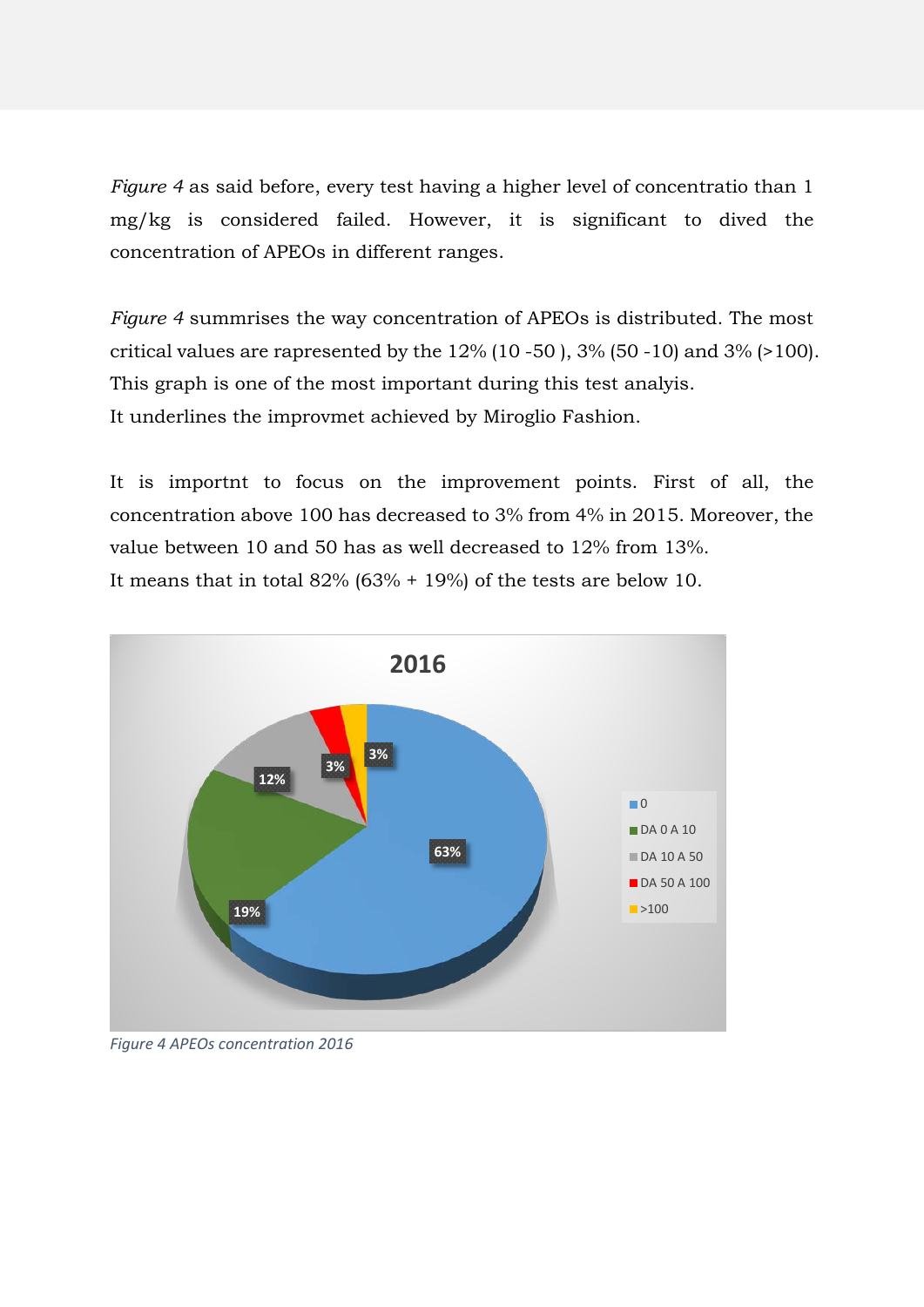*Figure 4* as said before, every test having a higher level of concentratio than 1 mg/kg is considered failed. However, it is significant to dived the concentration of APEOs in different ranges.

*Figure 4* summrises the way concentration of APEOs is distributed. The most critical values are rapresented by the 12% (10 -50 ), 3% (50 -10) and 3% (>100). This graph is one of the most important during this test analyis.
It underlines the improvmet achieved by Miroglio Fashion.

It is importnt to focus on the improvement points. First of all, the concentration above 100 has decreased to 3% from 4% in 2015. Moreover, the value between 10 and 50 has as well decreased to 12% from 13%.
It means that in total 82% (63% + 19%) of the tests are below 10.

2016

63%
19%
12%
3%
3%

0
DA 0 A 10
DA 10 A 50
DA 50 A 100
>100

*Figure 4 APEOs concentration 2016*